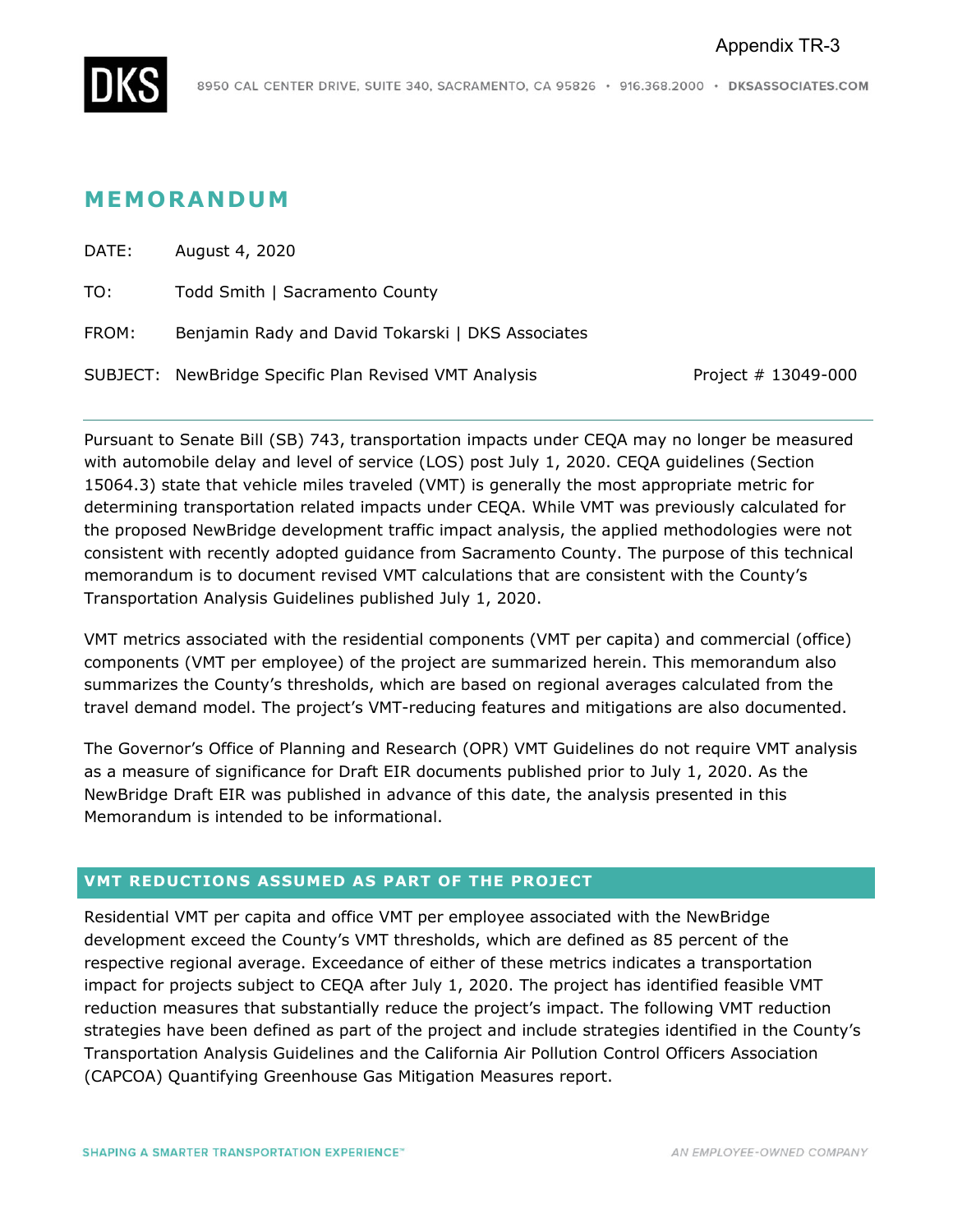Appendix TR-3

# MEMORANDUM

DATE: August 4, 2020

TO: Todd Smith | Sacramento County

FROM: Benjamin Rady and David Tokarski | DKS Associates

SUBJECT: NewBridge Specific Plan Revised VMT Analysis — Project # 13049-000

---

Pursuant to Senate Bill (SB) 743, transportation impacts under CEQA may no longer be measured with automobile delay and level of service (LOS) post July 1, 2020. CEQA guidelines (Section 15064.3) state that vehicle miles traveled (VMT) is generally the most appropriate metric for determining transportation related impacts under CEQA. While VMT was previously calculated for the proposed NewBridge development traffic impact analysis, the applied methodologies were not consistent with recently adopted guidance from Sacramento County. The purpose of this technical memorandum is to document revised VMT calculations that are consistent with the County's Transportation Analysis Guidelines published July 1, 2020.

VMT metrics associated with the residential components (VMT per capita) and commercial (office) components (VMT per employee) of the project are summarized herein. This memorandum also summarizes the County's thresholds, which are based on regional averages calculated from the travel demand model. The project's VMT-reducing features and mitigations are also documented.

The Governor's Office of Planning and Research (OPR) VMT Guidelines do not require VMT analysis as a measure of significance for Draft EIR documents published prior to July 1, 2020. As the NewBridge Draft EIR was published in advance of this date, the analysis presented in this Memorandum is intended to be informational.

## VMT REDUCTIONS ASSUMED AS PART OF THE PROJECT

Residential VMT per capita and office VMT per employee associated with the NewBridge development exceed the County's VMT thresholds, which are defined as 85 percent of the respective regional average. Exceedance of either of these metrics indicates a transportation impact for projects subject to CEQA after July 1, 2020. The project has identified feasible VMT reduction measures that substantially reduce the project's impact. The following VMT reduction strategies have been defined as part of the project and include strategies identified in the County's Transportation Analysis Guidelines and the California Air Pollution Control Officers Association (CAPCOA) Quantifying Greenhouse Gas Mitigation Measures report.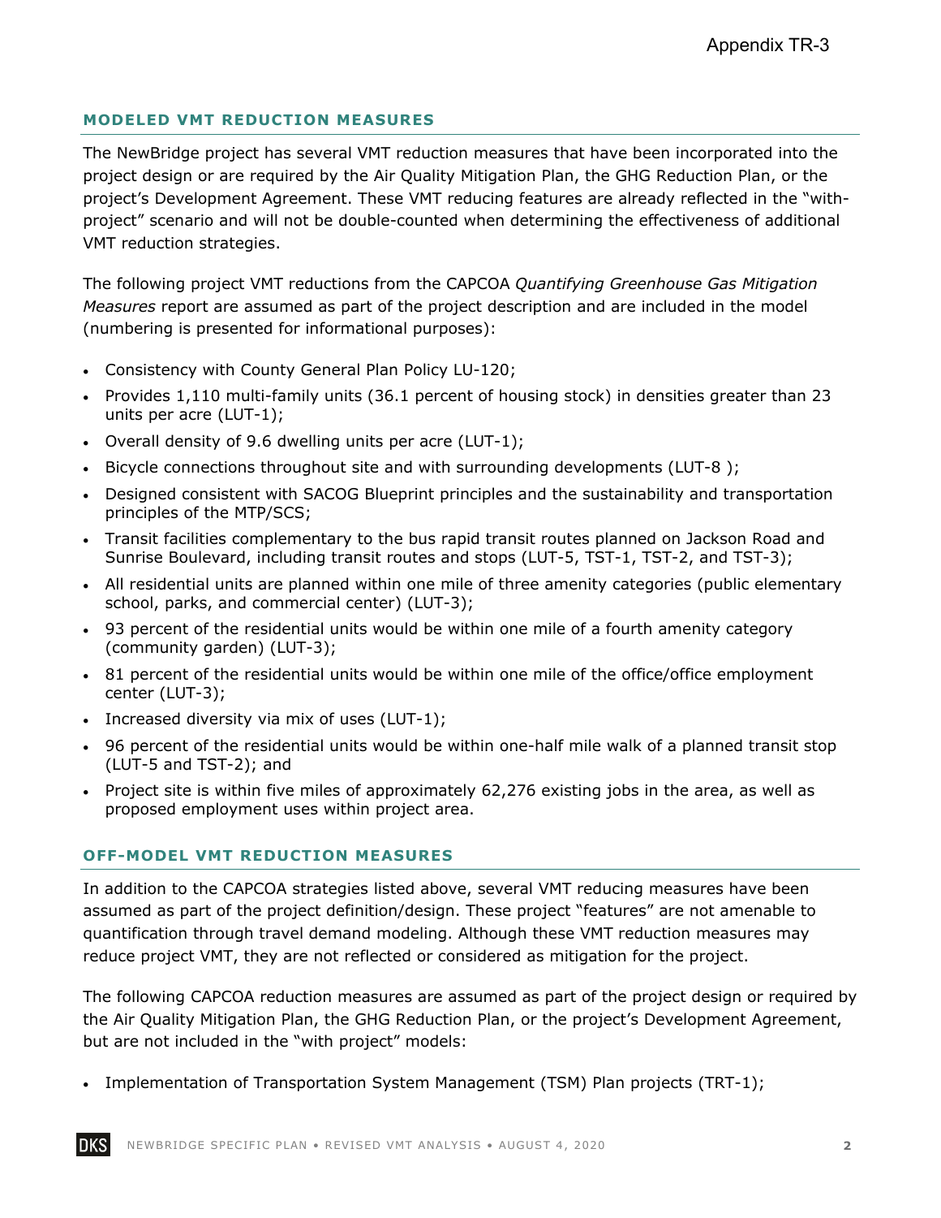## MODELED VMT REDUCTION MEASURES

The NewBridge project has several VMT reduction measures that have been incorporated into the project design or are required by the Air Quality Mitigation Plan, the GHG Reduction Plan, or the project's Development Agreement. These VMT reducing features are already reflected in the "with-project" scenario and will not be double-counted when determining the effectiveness of additional VMT reduction strategies.

The following project VMT reductions from the CAPCOA *Quantifying Greenhouse Gas Mitigation Measures* report are assumed as part of the project description and are included in the model (numbering is presented for informational purposes):

- Consistency with County General Plan Policy LU-120;
- Provides 1,110 multi-family units (36.1 percent of housing stock) in densities greater than 23 units per acre (LUT-1);
- Overall density of 9.6 dwelling units per acre (LUT-1);
- Bicycle connections throughout site and with surrounding developments (LUT-8 );
- Designed consistent with SACOG Blueprint principles and the sustainability and transportation principles of the MTP/SCS;
- Transit facilities complementary to the bus rapid transit routes planned on Jackson Road and Sunrise Boulevard, including transit routes and stops (LUT-5, TST-1, TST-2, and TST-3);
- All residential units are planned within one mile of three amenity categories (public elementary school, parks, and commercial center) (LUT-3);
- 93 percent of the residential units would be within one mile of a fourth amenity category (community garden) (LUT-3);
- 81 percent of the residential units would be within one mile of the office/office employment center (LUT-3);
- Increased diversity via mix of uses (LUT-1);
- 96 percent of the residential units would be within one-half mile walk of a planned transit stop (LUT-5 and TST-2); and
- Project site is within five miles of approximately 62,276 existing jobs in the area, as well as proposed employment uses within project area.

## OFF-MODEL VMT REDUCTION MEASURES

In addition to the CAPCOA strategies listed above, several VMT reducing measures have been assumed as part of the project definition/design. These project "features" are not amenable to quantification through travel demand modeling. Although these VMT reduction measures may reduce project VMT, they are not reflected or considered as mitigation for the project.

The following CAPCOA reduction measures are assumed as part of the project design or required by the Air Quality Mitigation Plan, the GHG Reduction Plan, or the project's Development Agreement, but are not included in the "with project" models:

- Implementation of Transportation System Management (TSM) Plan projects (TRT-1);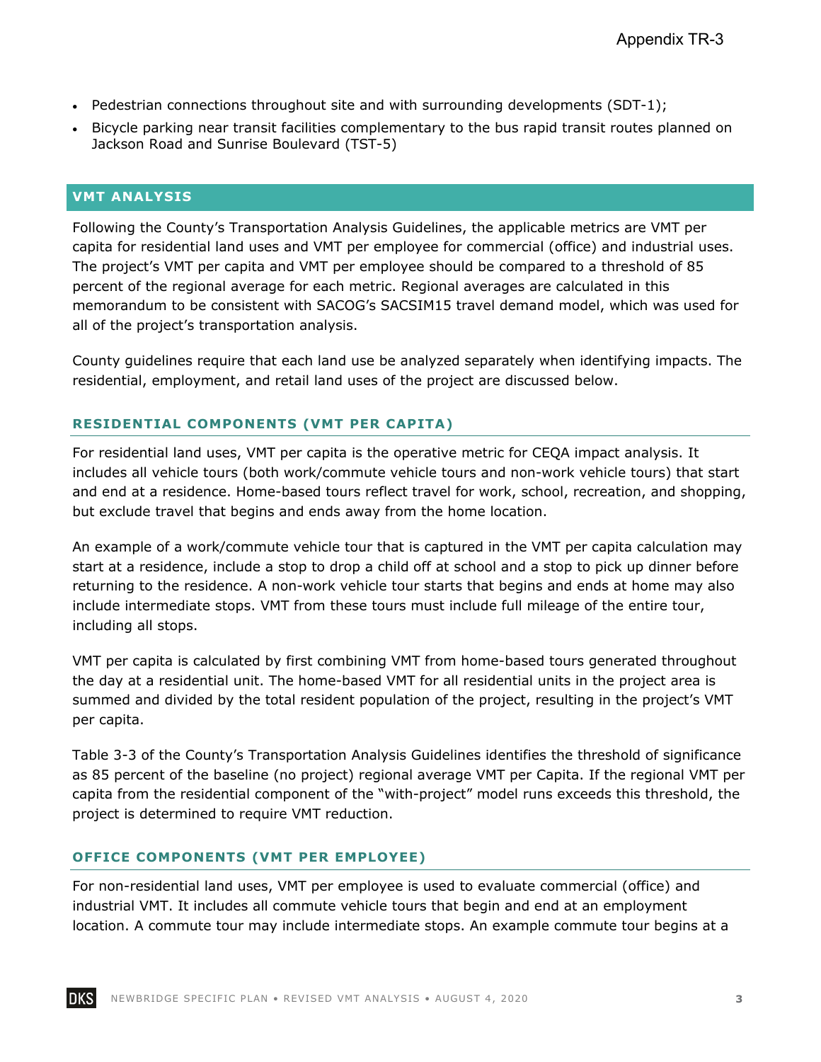- Pedestrian connections throughout site and with surrounding developments (SDT-1);
- Bicycle parking near transit facilities complementary to the bus rapid transit routes planned on Jackson Road and Sunrise Boulevard (TST-5)

## VMT ANALYSIS

Following the County's Transportation Analysis Guidelines, the applicable metrics are VMT per capita for residential land uses and VMT per employee for commercial (office) and industrial uses. The project's VMT per capita and VMT per employee should be compared to a threshold of 85 percent of the regional average for each metric. Regional averages are calculated in this memorandum to be consistent with SACOG's SACSIM15 travel demand model, which was used for all of the project's transportation analysis.

County guidelines require that each land use be analyzed separately when identifying impacts. The residential, employment, and retail land uses of the project are discussed below.

### RESIDENTIAL COMPONENTS (VMT PER CAPITA)

For residential land uses, VMT per capita is the operative metric for CEQA impact analysis. It includes all vehicle tours (both work/commute vehicle tours and non-work vehicle tours) that start and end at a residence. Home-based tours reflect travel for work, school, recreation, and shopping, but exclude travel that begins and ends away from the home location.

An example of a work/commute vehicle tour that is captured in the VMT per capita calculation may start at a residence, include a stop to drop a child off at school and a stop to pick up dinner before returning to the residence. A non-work vehicle tour starts that begins and ends at home may also include intermediate stops. VMT from these tours must include full mileage of the entire tour, including all stops.

VMT per capita is calculated by first combining VMT from home-based tours generated throughout the day at a residential unit. The home-based VMT for all residential units in the project area is summed and divided by the total resident population of the project, resulting in the project's VMT per capita.

Table 3-3 of the County's Transportation Analysis Guidelines identifies the threshold of significance as 85 percent of the baseline (no project) regional average VMT per Capita. If the regional VMT per capita from the residential component of the "with-project" model runs exceeds this threshold, the project is determined to require VMT reduction.

### OFFICE COMPONENTS (VMT PER EMPLOYEE)

For non-residential land uses, VMT per employee is used to evaluate commercial (office) and industrial VMT. It includes all commute vehicle tours that begin and end at an employment location. A commute tour may include intermediate stops. An example commute tour begins at a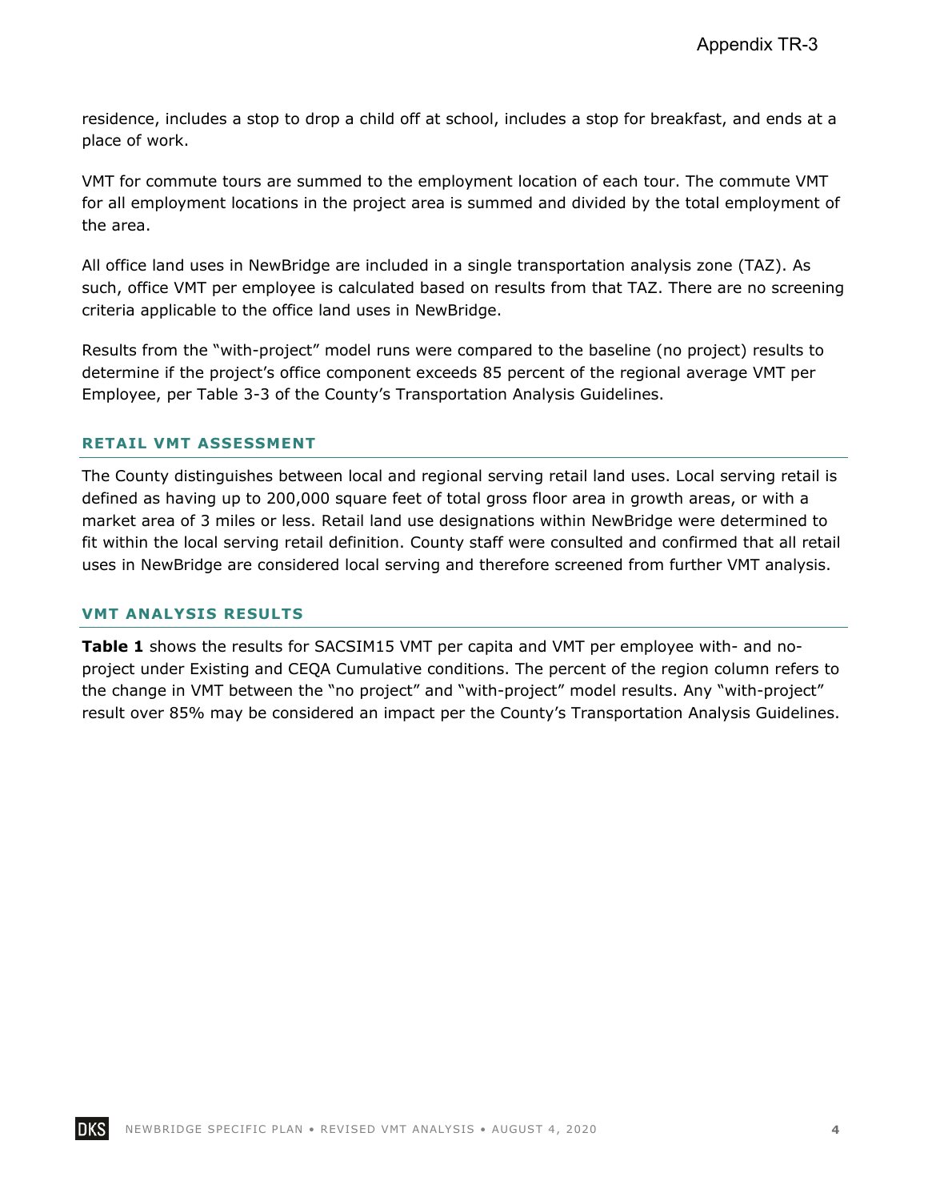residence, includes a stop to drop a child off at school, includes a stop for breakfast, and ends at a place of work.

VMT for commute tours are summed to the employment location of each tour. The commute VMT for all employment locations in the project area is summed and divided by the total employment of the area.

All office land uses in NewBridge are included in a single transportation analysis zone (TAZ). As such, office VMT per employee is calculated based on results from that TAZ. There are no screening criteria applicable to the office land uses in NewBridge.

Results from the "with-project" model runs were compared to the baseline (no project) results to determine if the project's office component exceeds 85 percent of the regional average VMT per Employee, per Table 3-3 of the County's Transportation Analysis Guidelines.

## RETAIL VMT ASSESSMENT

The County distinguishes between local and regional serving retail land uses. Local serving retail is defined as having up to 200,000 square feet of total gross floor area in growth areas, or with a market area of 3 miles or less. Retail land use designations within NewBridge were determined to fit within the local serving retail definition. County staff were consulted and confirmed that all retail uses in NewBridge are considered local serving and therefore screened from further VMT analysis.

## VMT ANALYSIS RESULTS

**Table 1** shows the results for SACSIM15 VMT per capita and VMT per employee with- and no-project under Existing and CEQA Cumulative conditions. The percent of the region column refers to the change in VMT between the "no project" and "with-project" model results. Any "with-project" result over 85% may be considered an impact per the County's Transportation Analysis Guidelines.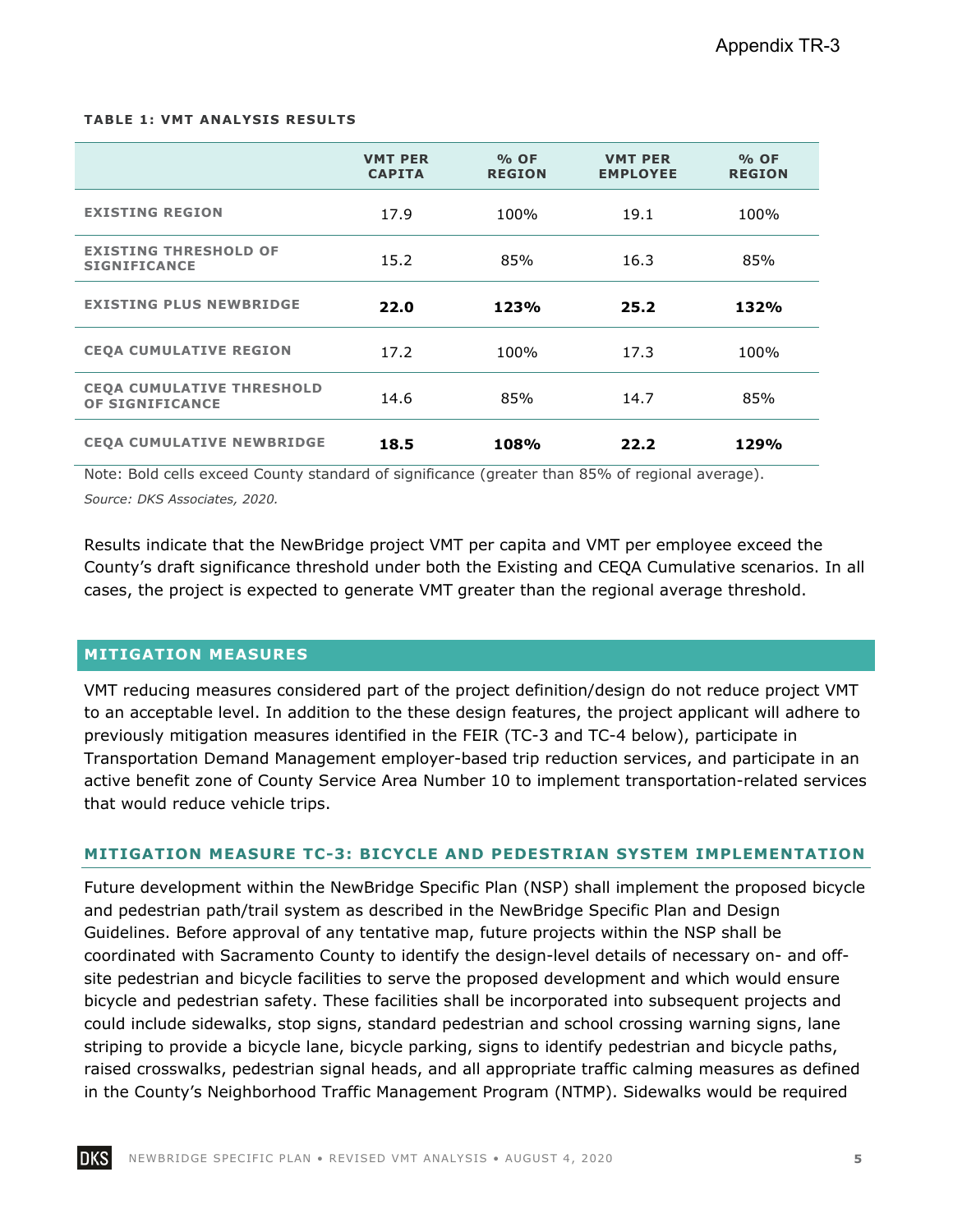**TABLE 1: VMT ANALYSIS RESULTS**

| | VMT PER CAPITA | % OF REGION | VMT PER EMPLOYEE | % OF REGION |
|---|---|---|---|---|
| EXISTING REGION | 17.9 | 100% | 19.1 | 100% |
| EXISTING THRESHOLD OF SIGNIFICANCE | 15.2 | 85% | 16.3 | 85% |
| EXISTING PLUS NEWBRIDGE | **22.0** | **123%** | **25.2** | **132%** |
| CEQA CUMULATIVE REGION | 17.2 | 100% | 17.3 | 100% |
| CEQA CUMULATIVE THRESHOLD OF SIGNIFICANCE | 14.6 | 85% | 14.7 | 85% |
| CEQA CUMULATIVE NEWBRIDGE | **18.5** | **108%** | **22.2** | **129%** |

Note: Bold cells exceed County standard of significance (greater than 85% of regional average).

*Source: DKS Associates, 2020.*

Results indicate that the NewBridge project VMT per capita and VMT per employee exceed the County's draft significance threshold under both the Existing and CEQA Cumulative scenarios. In all cases, the project is expected to generate VMT greater than the regional average threshold.

## MITIGATION MEASURES

VMT reducing measures considered part of the project definition/design do not reduce project VMT to an acceptable level. In addition to the these design features, the project applicant will adhere to previously mitigation measures identified in the FEIR (TC-3 and TC-4 below), participate in Transportation Demand Management employer-based trip reduction services, and participate in an active benefit zone of County Service Area Number 10 to implement transportation-related services that would reduce vehicle trips.

### MITIGATION MEASURE TC-3: BICYCLE AND PEDESTRIAN SYSTEM IMPLEMENTATION

Future development within the NewBridge Specific Plan (NSP) shall implement the proposed bicycle and pedestrian path/trail system as described in the NewBridge Specific Plan and Design Guidelines. Before approval of any tentative map, future projects within the NSP shall be coordinated with Sacramento County to identify the design-level details of necessary on- and off-site pedestrian and bicycle facilities to serve the proposed development and which would ensure bicycle and pedestrian safety. These facilities shall be incorporated into subsequent projects and could include sidewalks, stop signs, standard pedestrian and school crossing warning signs, lane striping to provide a bicycle lane, bicycle parking, signs to identify pedestrian and bicycle paths, raised crosswalks, pedestrian signal heads, and all appropriate traffic calming measures as defined in the County's Neighborhood Traffic Management Program (NTMP). Sidewalks would be required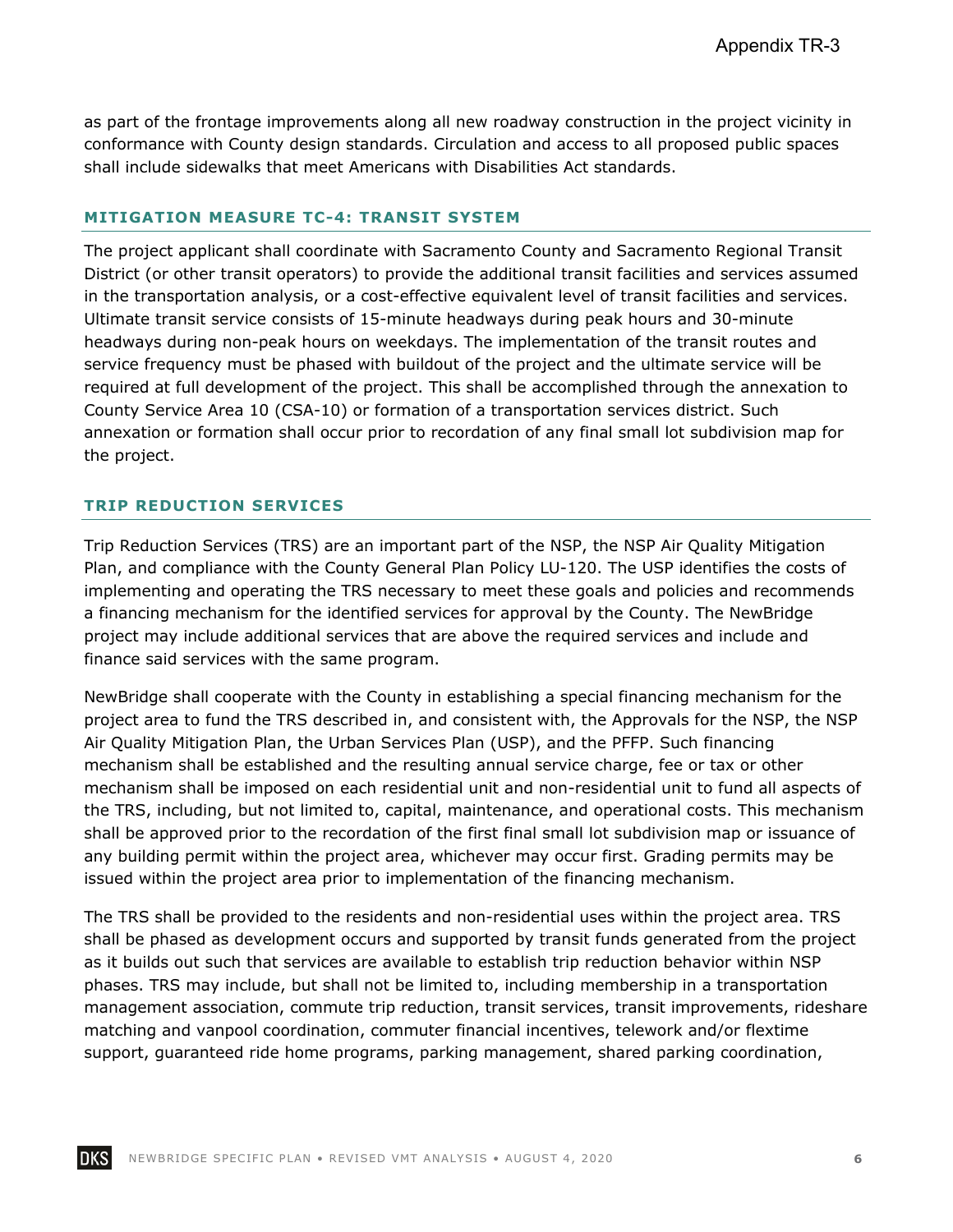as part of the frontage improvements along all new roadway construction in the project vicinity in conformance with County design standards. Circulation and access to all proposed public spaces shall include sidewalks that meet Americans with Disabilities Act standards.

### MITIGATION MEASURE TC-4: TRANSIT SYSTEM

The project applicant shall coordinate with Sacramento County and Sacramento Regional Transit District (or other transit operators) to provide the additional transit facilities and services assumed in the transportation analysis, or a cost-effective equivalent level of transit facilities and services. Ultimate transit service consists of 15-minute headways during peak hours and 30-minute headways during non-peak hours on weekdays. The implementation of the transit routes and service frequency must be phased with buildout of the project and the ultimate service will be required at full development of the project. This shall be accomplished through the annexation to County Service Area 10 (CSA-10) or formation of a transportation services district. Such annexation or formation shall occur prior to recordation of any final small lot subdivision map for the project.

### TRIP REDUCTION SERVICES

Trip Reduction Services (TRS) are an important part of the NSP, the NSP Air Quality Mitigation Plan, and compliance with the County General Plan Policy LU-120. The USP identifies the costs of implementing and operating the TRS necessary to meet these goals and policies and recommends a financing mechanism for the identified services for approval by the County. The NewBridge project may include additional services that are above the required services and include and finance said services with the same program.

NewBridge shall cooperate with the County in establishing a special financing mechanism for the project area to fund the TRS described in, and consistent with, the Approvals for the NSP, the NSP Air Quality Mitigation Plan, the Urban Services Plan (USP), and the PFFP. Such financing mechanism shall be established and the resulting annual service charge, fee or tax or other mechanism shall be imposed on each residential unit and non-residential unit to fund all aspects of the TRS, including, but not limited to, capital, maintenance, and operational costs. This mechanism shall be approved prior to the recordation of the first final small lot subdivision map or issuance of any building permit within the project area, whichever may occur first. Grading permits may be issued within the project area prior to implementation of the financing mechanism.

The TRS shall be provided to the residents and non-residential uses within the project area. TRS shall be phased as development occurs and supported by transit funds generated from the project as it builds out such that services are available to establish trip reduction behavior within NSP phases. TRS may include, but shall not be limited to, including membership in a transportation management association, commute trip reduction, transit services, transit improvements, rideshare matching and vanpool coordination, commuter financial incentives, telework and/or flextime support, guaranteed ride home programs, parking management, shared parking coordination,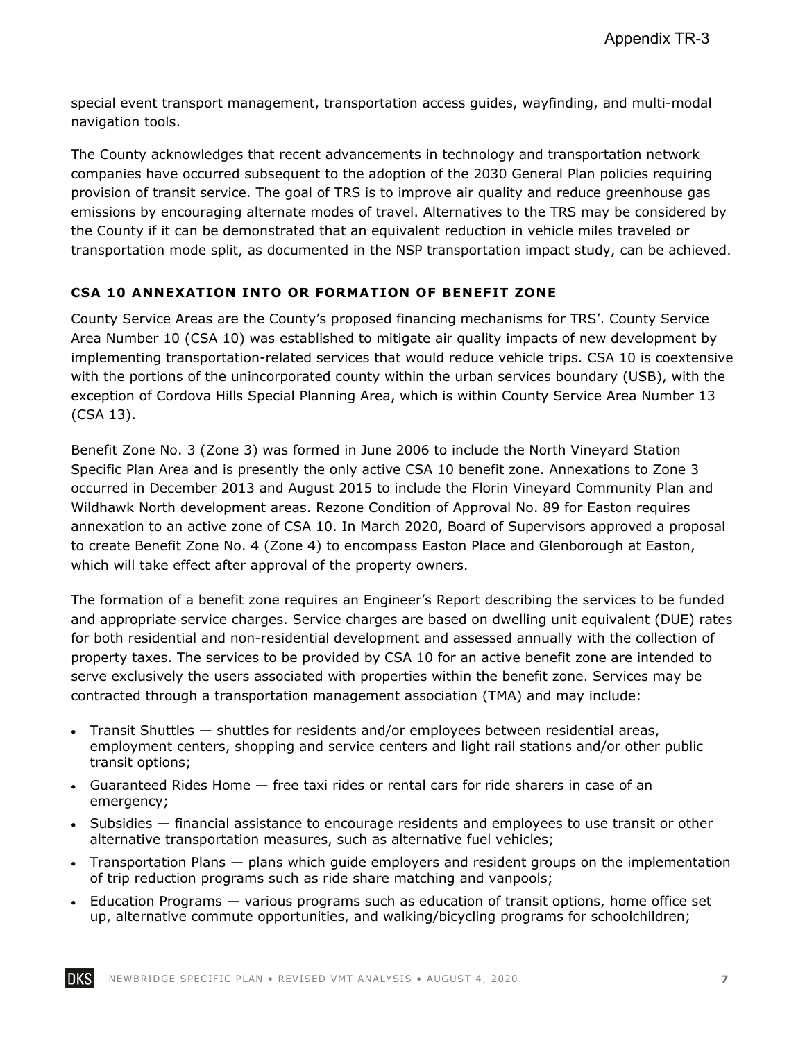special event transport management, transportation access guides, wayfinding, and multi-modal navigation tools.

The County acknowledges that recent advancements in technology and transportation network companies have occurred subsequent to the adoption of the 2030 General Plan policies requiring provision of transit service. The goal of TRS is to improve air quality and reduce greenhouse gas emissions by encouraging alternate modes of travel. Alternatives to the TRS may be considered by the County if it can be demonstrated that an equivalent reduction in vehicle miles traveled or transportation mode split, as documented in the NSP transportation impact study, can be achieved.

### CSA 10 ANNEXATION INTO OR FORMATION OF BENEFIT ZONE

County Service Areas are the County's proposed financing mechanisms for TRS'. County Service Area Number 10 (CSA 10) was established to mitigate air quality impacts of new development by implementing transportation-related services that would reduce vehicle trips. CSA 10 is coextensive with the portions of the unincorporated county within the urban services boundary (USB), with the exception of Cordova Hills Special Planning Area, which is within County Service Area Number 13 (CSA 13).

Benefit Zone No. 3 (Zone 3) was formed in June 2006 to include the North Vineyard Station Specific Plan Area and is presently the only active CSA 10 benefit zone. Annexations to Zone 3 occurred in December 2013 and August 2015 to include the Florin Vineyard Community Plan and Wildhawk North development areas. Rezone Condition of Approval No. 89 for Easton requires annexation to an active zone of CSA 10. In March 2020, Board of Supervisors approved a proposal to create Benefit Zone No. 4 (Zone 4) to encompass Easton Place and Glenborough at Easton, which will take effect after approval of the property owners.

The formation of a benefit zone requires an Engineer's Report describing the services to be funded and appropriate service charges. Service charges are based on dwelling unit equivalent (DUE) rates for both residential and non-residential development and assessed annually with the collection of property taxes. The services to be provided by CSA 10 for an active benefit zone are intended to serve exclusively the users associated with properties within the benefit zone. Services may be contracted through a transportation management association (TMA) and may include:

- Transit Shuttles — shuttles for residents and/or employees between residential areas, employment centers, shopping and service centers and light rail stations and/or other public transit options;
- Guaranteed Rides Home — free taxi rides or rental cars for ride sharers in case of an emergency;
- Subsidies — financial assistance to encourage residents and employees to use transit or other alternative transportation measures, such as alternative fuel vehicles;
- Transportation Plans — plans which guide employers and resident groups on the implementation of trip reduction programs such as ride share matching and vanpools;
- Education Programs — various programs such as education of transit options, home office set up, alternative commute opportunities, and walking/bicycling programs for schoolchildren;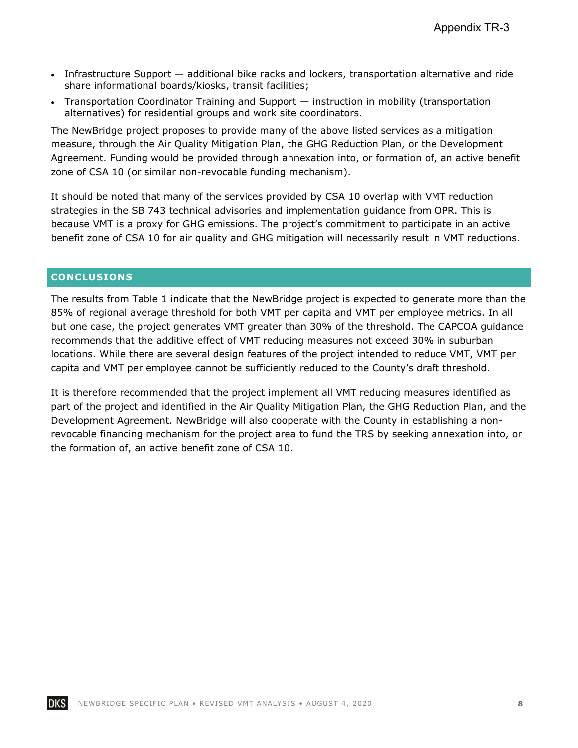- Infrastructure Support — additional bike racks and lockers, transportation alternative and ride share informational boards/kiosks, transit facilities;
- Transportation Coordinator Training and Support — instruction in mobility (transportation alternatives) for residential groups and work site coordinators.

The NewBridge project proposes to provide many of the above listed services as a mitigation measure, through the Air Quality Mitigation Plan, the GHG Reduction Plan, or the Development Agreement. Funding would be provided through annexation into, or formation of, an active benefit zone of CSA 10 (or similar non-revocable funding mechanism).

It should be noted that many of the services provided by CSA 10 overlap with VMT reduction strategies in the SB 743 technical advisories and implementation guidance from OPR. This is because VMT is a proxy for GHG emissions. The project's commitment to participate in an active benefit zone of CSA 10 for air quality and GHG mitigation will necessarily result in VMT reductions.

## CONCLUSIONS

The results from Table 1 indicate that the NewBridge project is expected to generate more than the 85% of regional average threshold for both VMT per capita and VMT per employee metrics. In all but one case, the project generates VMT greater than 30% of the threshold. The CAPCOA guidance recommends that the additive effect of VMT reducing measures not exceed 30% in suburban locations. While there are several design features of the project intended to reduce VMT, VMT per capita and VMT per employee cannot be sufficiently reduced to the County's draft threshold.

It is therefore recommended that the project implement all VMT reducing measures identified as part of the project and identified in the Air Quality Mitigation Plan, the GHG Reduction Plan, and the Development Agreement. NewBridge will also cooperate with the County in establishing a non-revocable financing mechanism for the project area to fund the TRS by seeking annexation into, or the formation of, an active benefit zone of CSA 10.